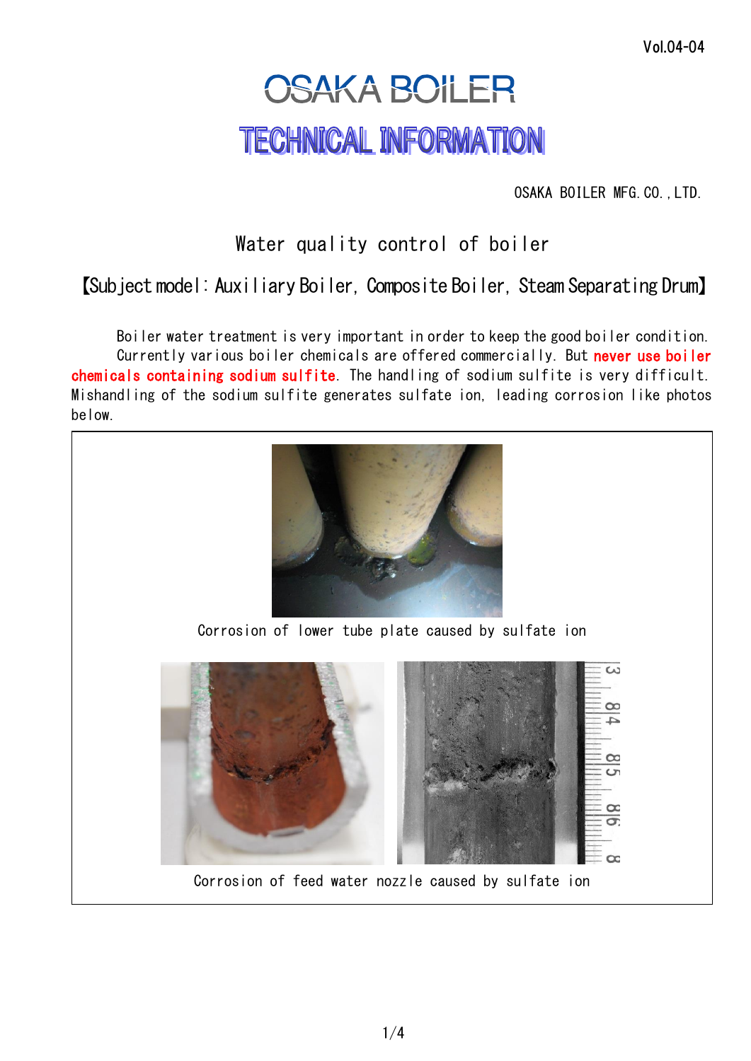Vol.04-04

# OSAKA BOILER

# TECHNICAL INFORMATION

OSAKA BOILER MFG. CO., LTD.

## Water quality control of boiler

## 【Subject model：Auxiliary Boiler, Composite Boiler, Steam Separating Drum】

Boiler water treatment is very important in order to keep the good boiler condition. Currently various boiler chemicals are offered commercially. But **never use boiler chemicals containing sodium sulfite**. The handling of sodium sulfite is very difficult. Mishandling of the sodium sulfite generates sulfate ion, leading corrosion like photos below.

Corrosion of lower tube plate caused by sulfate ion

Corrosion of feed water nozzle caused by sulfate ion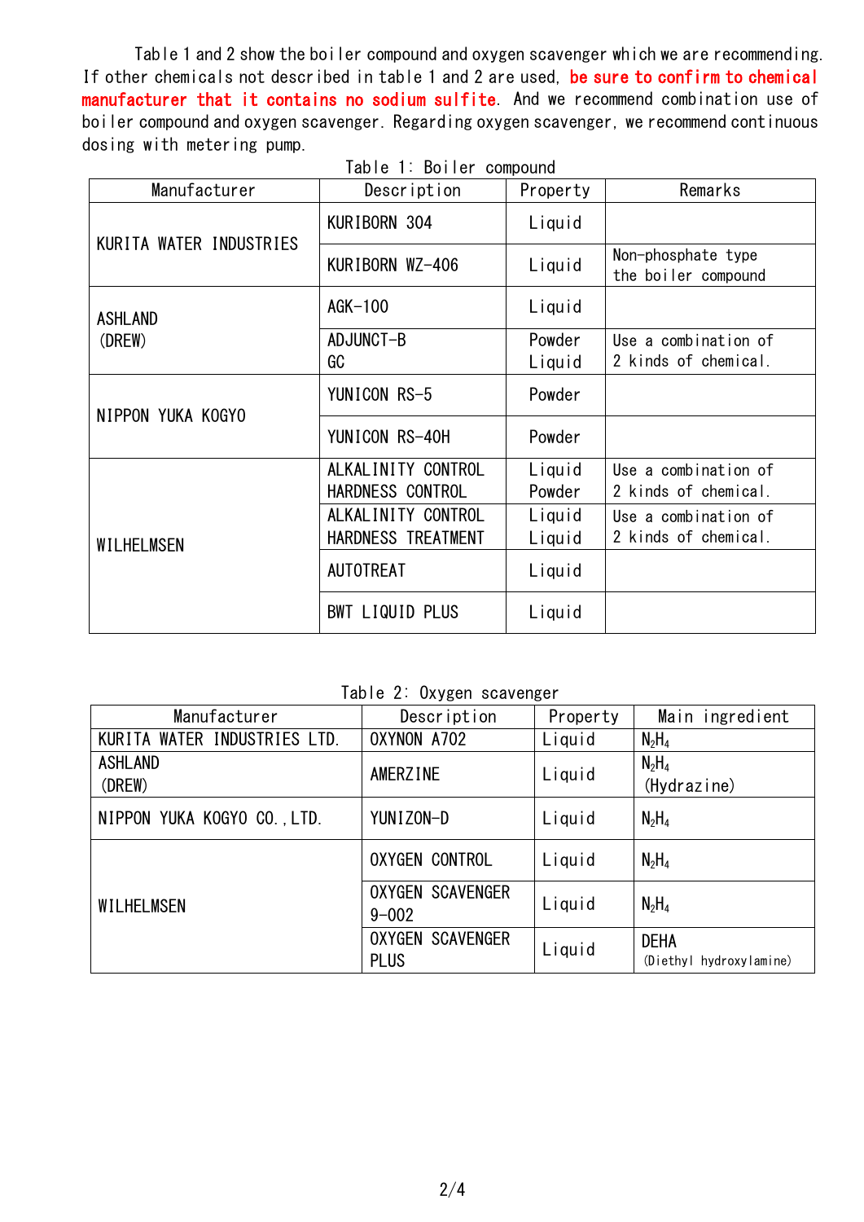Table 1 and 2 show the boiler compound and oxygen scavenger which we are recommending. If other chemicals not described in table 1 and 2 are used, **be sure to confirm to chemical manufacturer that it contains no sodium sulfite**. And we recommend combination use of boiler compound and oxygen scavenger. Regarding oxygen scavenger, we recommend continuous dosing with metering pump.

Table 1: Boiler compound

| Manufacturer | Description | Property | Remarks |
|---|---|---|---|
| KURITA WATER INDUSTRIES | KURIBORN 304 | Liquid | |
| | KURIBORN WZ-406 | Liquid | Non-phosphate type the boiler compound |
| ASHLAND (DREW) | AGK-100 | Liquid | |
| | ADJUNCT-B<br>GC | Powder<br>Liquid | Use a combination of 2 kinds of chemical. |
| NIPPON YUKA KOGYO | YUNICON RS-5 | Powder | |
| | YUNICON RS-40H | Powder | |
| WILHELMSEN | ALKALINITY CONTROL<br>HARDNESS CONTROL | Liquid<br>Powder | Use a combination of 2 kinds of chemical. |
| | ALKALINITY CONTROL<br>HARDNESS TREATMENT | Liquid<br>Liquid | Use a combination of 2 kinds of chemical. |
| | AUTOTREAT | Liquid | |
| | BWT LIQUID PLUS | Liquid | |

Table 2: Oxygen scavenger

| Manufacturer | Description | Property | Main ingredient |
|---|---|---|---|
| KURITA WATER INDUSTRIES LTD. | OXYNON A702 | Liquid | $N_2H_4$ |
| ASHLAND (DREW) | AMERZINE | Liquid | $N_2H_4$ (Hydrazine) |
| NIPPON YUKA KOGYO CO.,LTD. | YUNIZON-D | Liquid | $N_2H_4$ |
| WILHELMSEN | OXYGEN CONTROL | Liquid | $N_2H_4$ |
| | OXYGEN SCAVENGER 9-002 | Liquid | $N_2H_4$ |
| | OXYGEN SCAVENGER PLUS | Liquid | DEHA (Diethyl hydroxylamine) |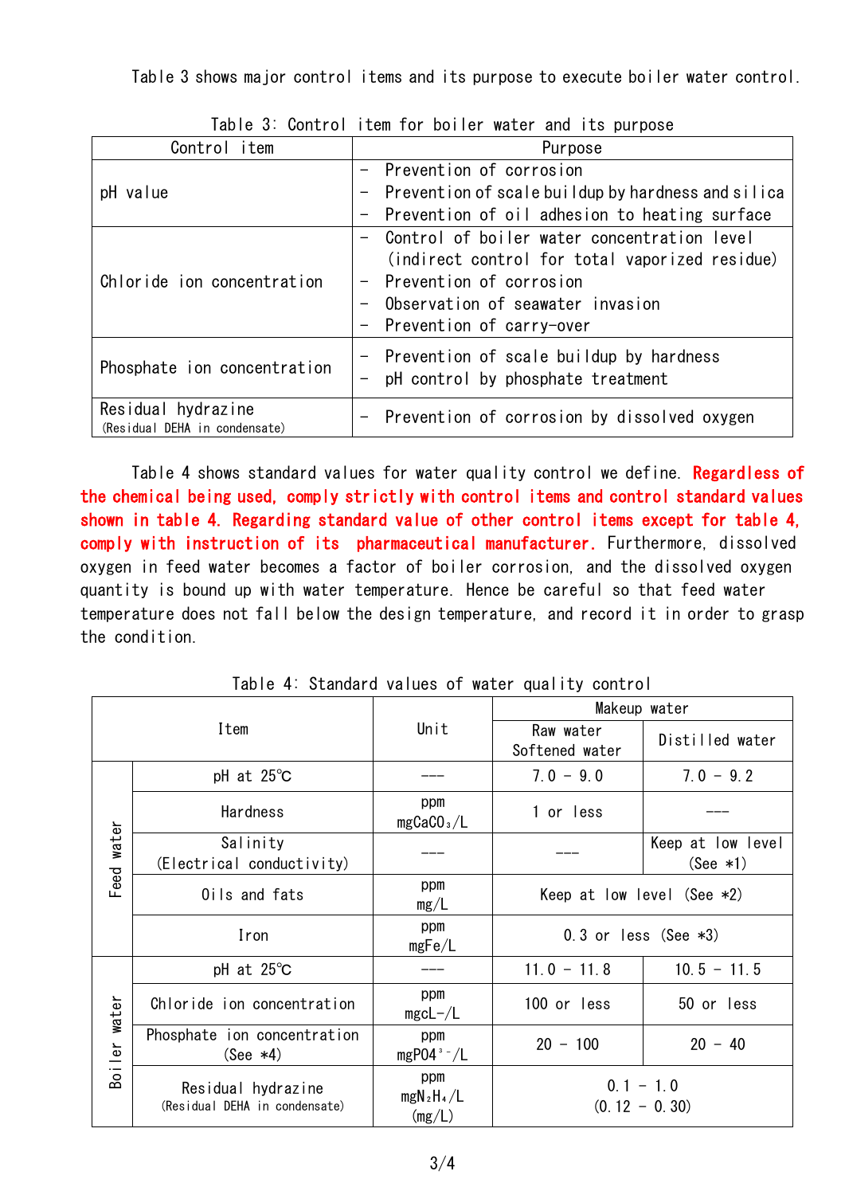Table 3 shows major control items and its purpose to execute boiler water control.

Table 3: Control item for boiler water and its purpose

| Control item | Purpose |
|---|---|
| pH value | - Prevention of corrosion<br>- Prevention of scale buildup by hardness and silica<br>- Prevention of oil adhesion to heating surface |
| Chloride ion concentration | - Control of boiler water concentration level (indirect control for total vaporized residue)<br>- Prevention of corrosion<br>- Observation of seawater invasion<br>- Prevention of carry-over |
| Phosphate ion concentration | - Prevention of scale buildup by hardness<br>- pH control by phosphate treatment |
| Residual hydrazine (Residual DEHA in condensate) | - Prevention of corrosion by dissolved oxygen |

Table 4 shows standard values for water quality control we define. **Regardless of the chemical being used, comply strictly with control items and control standard values shown in table 4. Regarding standard value of other control items except for table 4, comply with instruction of its pharmaceutical manufacturer.** Furthermore, dissolved oxygen in feed water becomes a factor of boiler corrosion, and the dissolved oxygen quantity is bound up with water temperature. Hence be careful so that feed water temperature does not fall below the design temperature, and record it in order to grasp the condition.

Table 4: Standard values of water quality control

| Item | | Unit | Makeup water | |
|---|---|---|---|---|
| | | | Raw water<br>Softened water | Distilled water |
| Feed water | pH at 25℃ | --- | 7.0 - 9.0 | 7.0 - 9.2 |
| | Hardness | ppm<br>mg$CaCO_3$/L | 1 or less | --- |
| | Salinity (Electrical conductivity) | --- | --- | Keep at low level (See *1) |
| | Oils and fats | ppm<br>mg/L | Keep at low level (See *2) | |
| | Iron | ppm<br>mgFe/L | 0.3 or less (See *3) | |
| Boiler water | pH at 25℃ | --- | 11.0 - 11.8 | 10.5 - 11.5 |
| | Chloride ion concentration | ppm<br>mg$Cl^-$/L | 100 or less | 50 or less |
| | Phosphate ion concentration (See *4) | ppm<br>mg$PO_4^{3-}$/L | 20 - 100 | 20 - 40 |
| | Residual hydrazine (Residual DEHA in condensate) | ppm<br>mg$N_2H_4$/L<br>(mg/L) | 0.1 - 1.0<br>(0.12 - 0.30) | |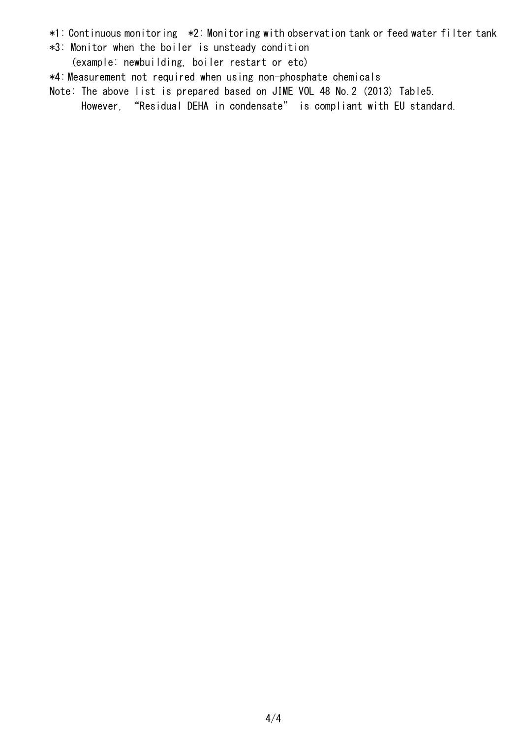*1: Continuous monitoring　*2: Monitoring with observation tank or feed water filter tank

*3: Monitor when the boiler is unsteady condition
(example: newbuilding, boiler restart or etc)

*4: Measurement not required when using non-phosphate chemicals

Note: The above list is prepared based on JIME VOL 48 No.2 (2013) Table5.
However, "Residual DEHA in condensate" is compliant with EU standard.